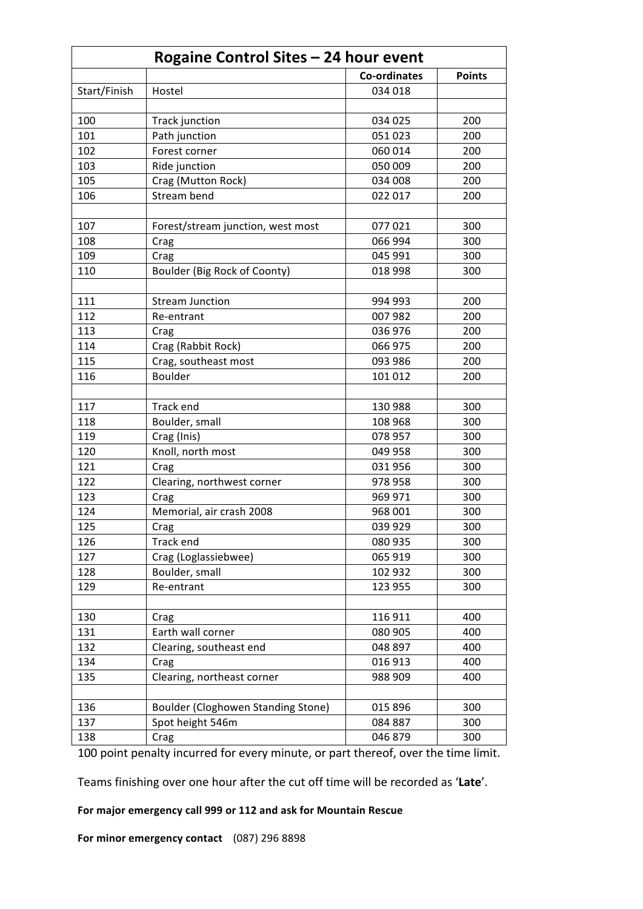| Rogaine Control Sites – 24 hour event | | | |
|---|---|---|---|
| | | **Co-ordinates** | **Points** |
| Start/Finish | Hostel | 034 018 | |
| | | | |
| 100 | Track junction | 034 025 | 200 |
| 101 | Path junction | 051 023 | 200 |
| 102 | Forest corner | 060 014 | 200 |
| 103 | Ride junction | 050 009 | 200 |
| 105 | Crag (Mutton Rock) | 034 008 | 200 |
| 106 | Stream bend | 022 017 | 200 |
| | | | |
| 107 | Forest/stream junction, west most | 077 021 | 300 |
| 108 | Crag | 066 994 | 300 |
| 109 | Crag | 045 991 | 300 |
| 110 | Boulder (Big Rock of Coonty) | 018 998 | 300 |
| | | | |
| 111 | Stream Junction | 994 993 | 200 |
| 112 | Re-entrant | 007 982 | 200 |
| 113 | Crag | 036 976 | 200 |
| 114 | Crag (Rabbit Rock) | 066 975 | 200 |
| 115 | Crag, southeast most | 093 986 | 200 |
| 116 | Boulder | 101 012 | 200 |
| | | | |
| 117 | Track end | 130 988 | 300 |
| 118 | Boulder, small | 108 968 | 300 |
| 119 | Crag (Inis) | 078 957 | 300 |
| 120 | Knoll, north most | 049 958 | 300 |
| 121 | Crag | 031 956 | 300 |
| 122 | Clearing, northwest corner | 978 958 | 300 |
| 123 | Crag | 969 971 | 300 |
| 124 | Memorial, air crash 2008 | 968 001 | 300 |
| 125 | Crag | 039 929 | 300 |
| 126 | Track end | 080 935 | 300 |
| 127 | Crag (Loglassiebwee) | 065 919 | 300 |
| 128 | Boulder, small | 102 932 | 300 |
| 129 | Re-entrant | 123 955 | 300 |
| | | | |
| 130 | Crag | 116 911 | 400 |
| 131 | Earth wall corner | 080 905 | 400 |
| 132 | Clearing, southeast end | 048 897 | 400 |
| 134 | Crag | 016 913 | 400 |
| 135 | Clearing, northeast corner | 988 909 | 400 |
| | | | |
| 136 | Boulder (Cloghowen Standing Stone) | 015 896 | 300 |
| 137 | Spot height 546m | 084 887 | 300 |
| 138 | Crag | 046 879 | 300 |

100 point penalty incurred for every minute, or part thereof, over the time limit.

Teams finishing over one hour after the cut off time will be recorded as '**Late**'.

**For major emergency call 999 or 112 and ask for Mountain Rescue**

**For minor emergency contact** (087) 296 8898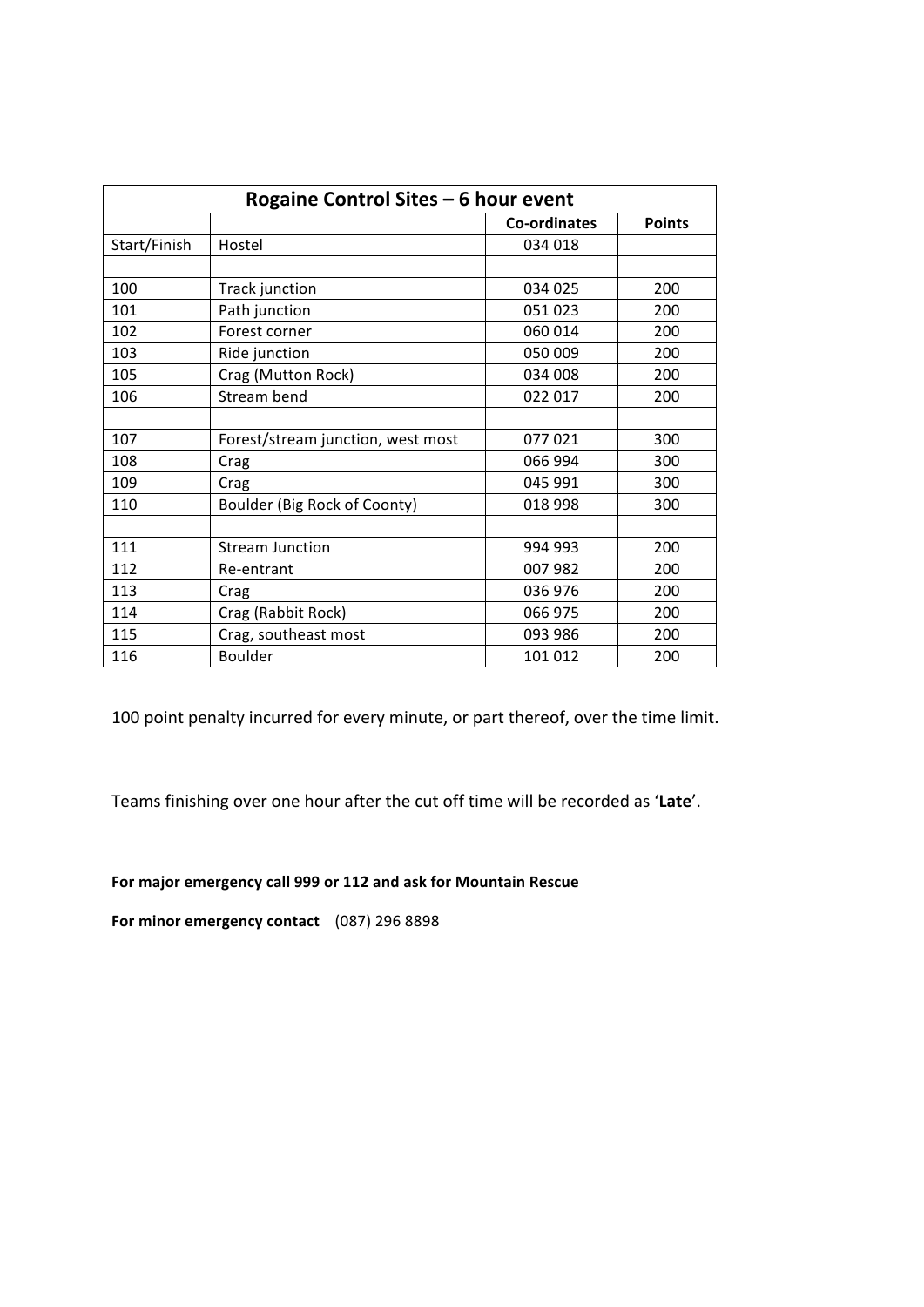| Rogaine Control Sites – 6 hour event | | | |
|---|---|---|---|
| | | **Co-ordinates** | **Points** |
| Start/Finish | Hostel | 034 018 | |
| | | | |
| 100 | Track junction | 034 025 | 200 |
| 101 | Path junction | 051 023 | 200 |
| 102 | Forest corner | 060 014 | 200 |
| 103 | Ride junction | 050 009 | 200 |
| 105 | Crag (Mutton Rock) | 034 008 | 200 |
| 106 | Stream bend | 022 017 | 200 |
| | | | |
| 107 | Forest/stream junction, west most | 077 021 | 300 |
| 108 | Crag | 066 994 | 300 |
| 109 | Crag | 045 991 | 300 |
| 110 | Boulder (Big Rock of Coonty) | 018 998 | 300 |
| | | | |
| 111 | Stream Junction | 994 993 | 200 |
| 112 | Re-entrant | 007 982 | 200 |
| 113 | Crag | 036 976 | 200 |
| 114 | Crag (Rabbit Rock) | 066 975 | 200 |
| 115 | Crag, southeast most | 093 986 | 200 |
| 116 | Boulder | 101 012 | 200 |

100 point penalty incurred for every minute, or part thereof, over the time limit.

Teams finishing over one hour after the cut off time will be recorded as '**Late**'.

**For major emergency call 999 or 112 and ask for Mountain Rescue**

**For minor emergency contact** (087) 296 8898